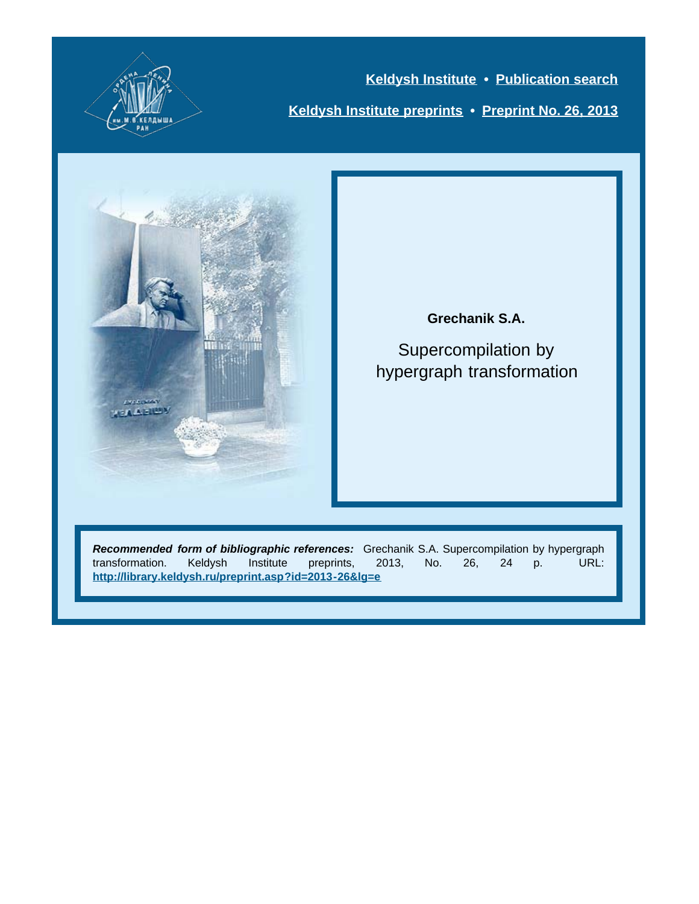Keldysh Institute • Publication search

Keldysh Institute preprints • Preprint No. 26, 2013

**Grechanik S.A.**

Supercompilation by hypergraph transformation

***Recommended form of bibliographic references:*** Grechanik S.A. Supercompilation by hypergraph transformation. Keldysh Institute preprints, 2013, No. 26, 24 p. URL: **http://library.keldysh.ru/preprint.asp?id=2013-26&lg=e**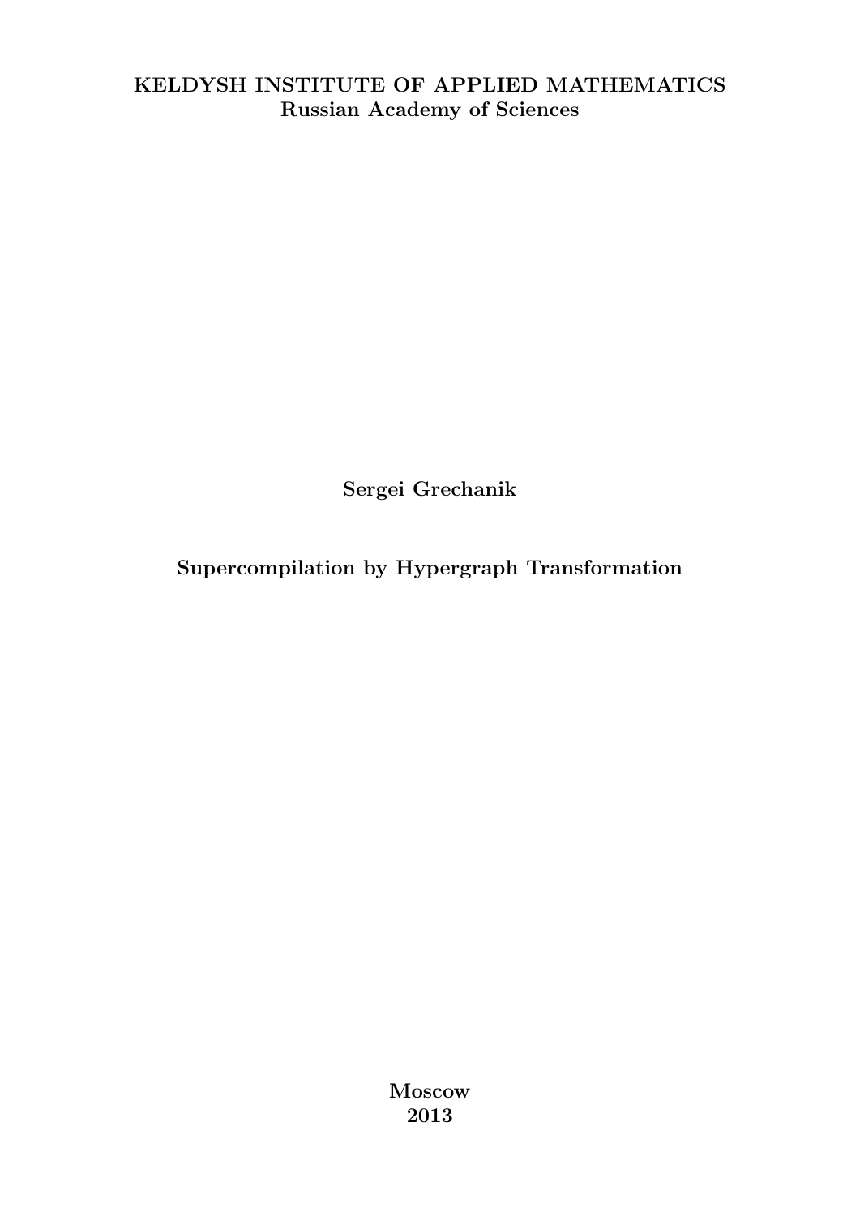**KELDYSH INSTITUTE OF APPLIED MATHEMATICS**
**Russian Academy of Sciences**

**Sergei Grechanik**

# Supercompilation by Hypergraph Transformation

**Moscow**
**2013**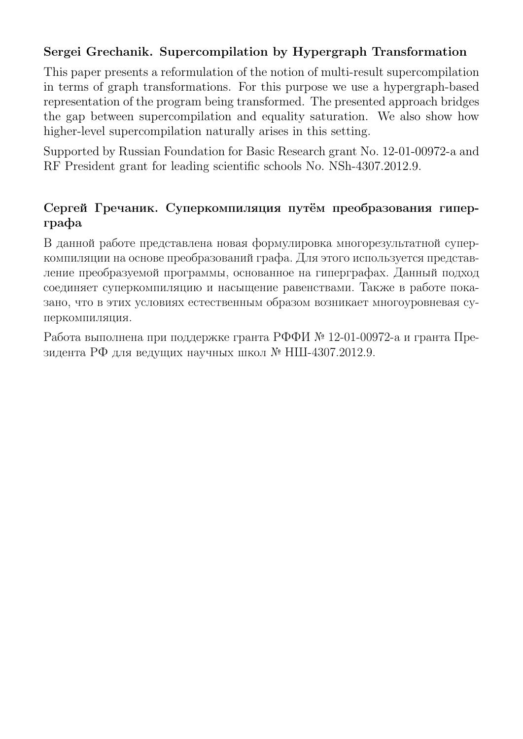**Sergei Grechanik. Supercompilation by Hypergraph Transformation**

This paper presents a reformulation of the notion of multi-result supercompilation in terms of graph transformations. For this purpose we use a hypergraph-based representation of the program being transformed. The presented approach bridges the gap between supercompilation and equality saturation. We also show how higher-level supercompilation naturally arises in this setting.

Supported by Russian Foundation for Basic Research grant No. 12-01-00972-a and RF President grant for leading scientific schools No. NSh-4307.2012.9.

**Сергей Гречаник. Суперкомпиляция путём преобразования гиперграфа**

В данной работе представлена новая формулировка многорезультатной суперкомпиляции на основе преобразований графа. Для этого используется представление преобразуемой программы, основанное на гиперграфах. Данный подход соединяет суперкомпиляцию и насыщение равенствами. Также в работе показано, что в этих условиях естественным образом возникает многоуровневая суперкомпиляция.

Работа выполнена при поддержке гранта РФФИ № 12-01-00972-а и гранта Президента РФ для ведущих научных школ № НШ-4307.2012.9.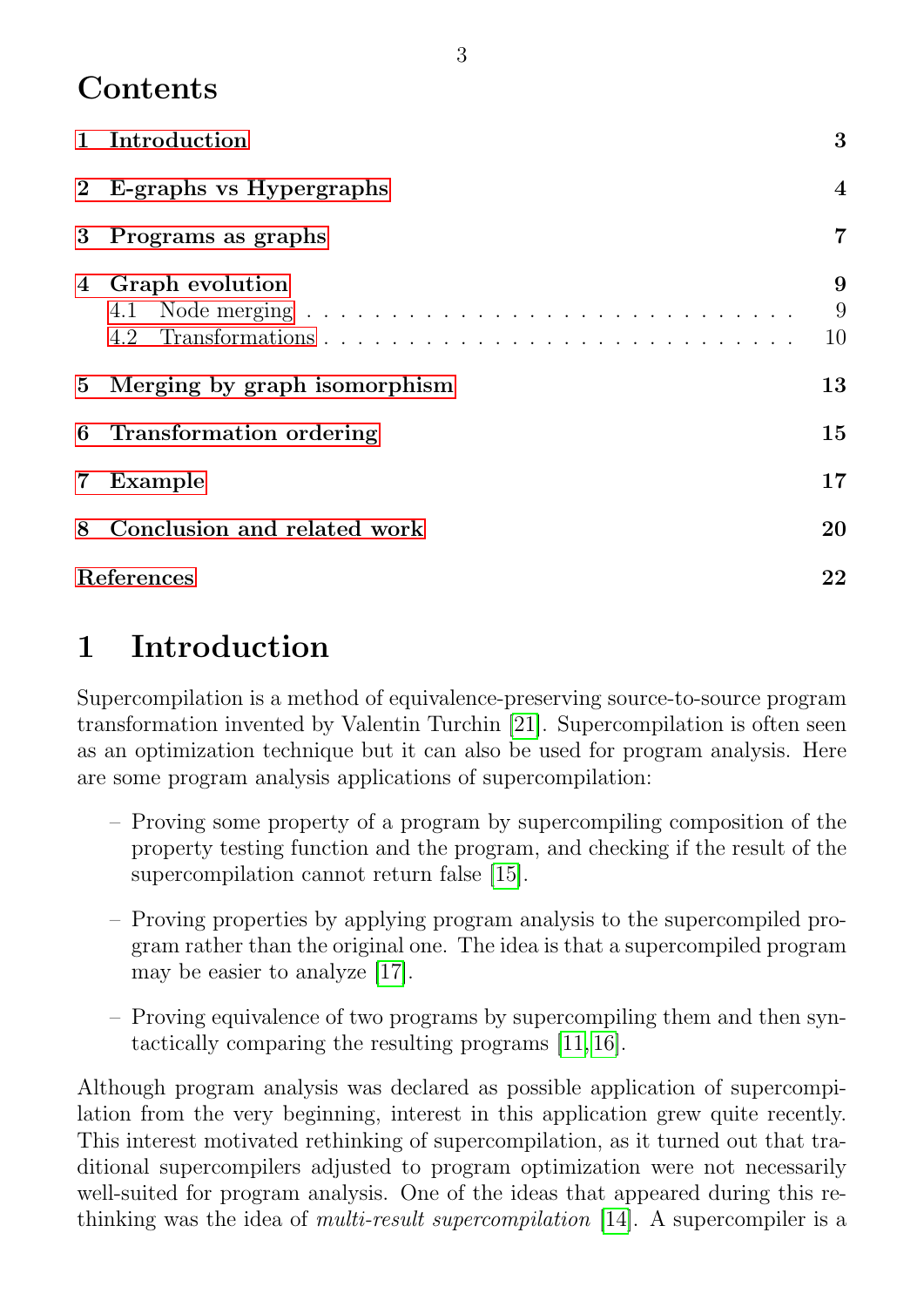# Contents

- 1 Introduction — 3
- 2 E-graphs vs Hypergraphs — 4
- 3 Programs as graphs — 7
- 4 Graph evolution — 9
  - 4.1 Node merging — 9
  - 4.2 Transformations — 10
- 5 Merging by graph isomorphism — 13
- 6 Transformation ordering — 15
- 7 Example — 17
- 8 Conclusion and related work — 20
- References — 22

# 1 Introduction

Supercompilation is a method of equivalence-preserving source-to-source program transformation invented by Valentin Turchin [21]. Supercompilation is often seen as an optimization technique but it can also be used for program analysis. Here are some program analysis applications of supercompilation:

– Proving some property of a program by supercompiling composition of the property testing function and the program, and checking if the result of the supercompilation cannot return false [15].

– Proving properties by applying program analysis to the supercompiled program rather than the original one. The idea is that a supercompiled program may be easier to analyze [17].

– Proving equivalence of two programs by supercompiling them and then syntactically comparing the resulting programs [11,16].

Although program analysis was declared as possible application of supercompilation from the very beginning, interest in this application grew quite recently. This interest motivated rethinking of supercompilation, as it turned out that traditional supercompilers adjusted to program optimization were not necessarily well-suited for program analysis. One of the ideas that appeared during this rethinking was the idea of *multi-result supercompilation* [14]. A supercompiler is a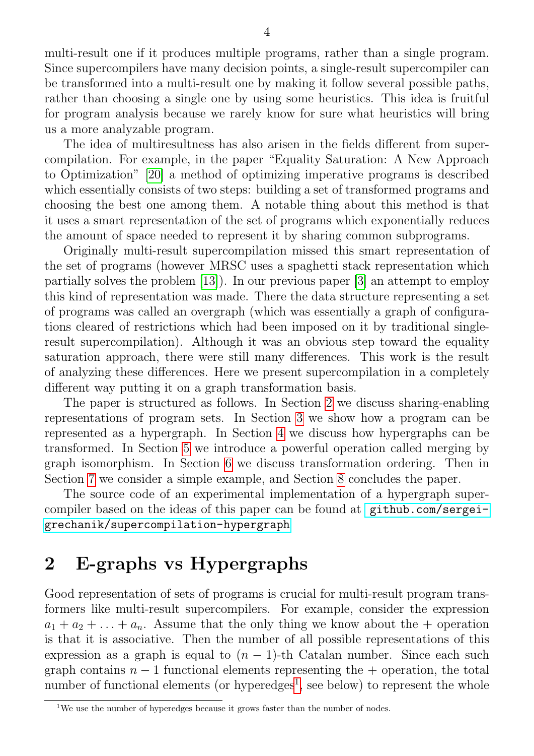multi-result one if it produces multiple programs, rather than a single program. Since supercompilers have many decision points, a single-result supercompiler can be transformed into a multi-result one by making it follow several possible paths, rather than choosing a single one by using some heuristics. This idea is fruitful for program analysis because we rarely know for sure what heuristics will bring us a more analyzable program.

The idea of multiresultness has also arisen in the fields different from supercompilation. For example, in the paper "Equality Saturation: A New Approach to Optimization" [20] a method of optimizing imperative programs is described which essentially consists of two steps: building a set of transformed programs and choosing the best one among them. A notable thing about this method is that it uses a smart representation of the set of programs which exponentially reduces the amount of space needed to represent it by sharing common subprograms.

Originally multi-result supercompilation missed this smart representation of the set of programs (however MRSC uses a spaghetti stack representation which partially solves the problem [13]). In our previous paper [3] an attempt to employ this kind of representation was made. There the data structure representing a set of programs was called an overgraph (which was essentially a graph of configurations cleared of restrictions which had been imposed on it by traditional single-result supercompilation). Although it was an obvious step toward the equality saturation approach, there were still many differences. This work is the result of analyzing these differences. Here we present supercompilation in a completely different way putting it on a graph transformation basis.

The paper is structured as follows. In Section 2 we discuss sharing-enabling representations of program sets. In Section 3 we show how a program can be represented as a hypergraph. In Section 4 we discuss how hypergraphs can be transformed. In Section 5 we introduce a powerful operation called merging by graph isomorphism. In Section 6 we discuss transformation ordering. Then in Section 7 we consider a simple example, and Section 8 concludes the paper.

The source code of an experimental implementation of a hypergraph supercompiler based on the ideas of this paper can be found at `github.com/sergei-grechanik/supercompilation-hypergraph`

## 2 E-graphs vs Hypergraphs

Good representation of sets of programs is crucial for multi-result program transformers like multi-result supercompilers. For example, consider the expression $a_1 + a_2 + \ldots + a_n$. Assume that the only thing we know about the $+$ operation is that it is associative. Then the number of all possible representations of this expression as a graph is equal to $(n-1)$-th Catalan number. Since each such graph contains $n-1$ functional elements representing the $+$ operation, the total number of functional elements (or hyperedges[1], see below) to represent the whole

[1] We use the number of hyperedges because it grows faster than the number of nodes.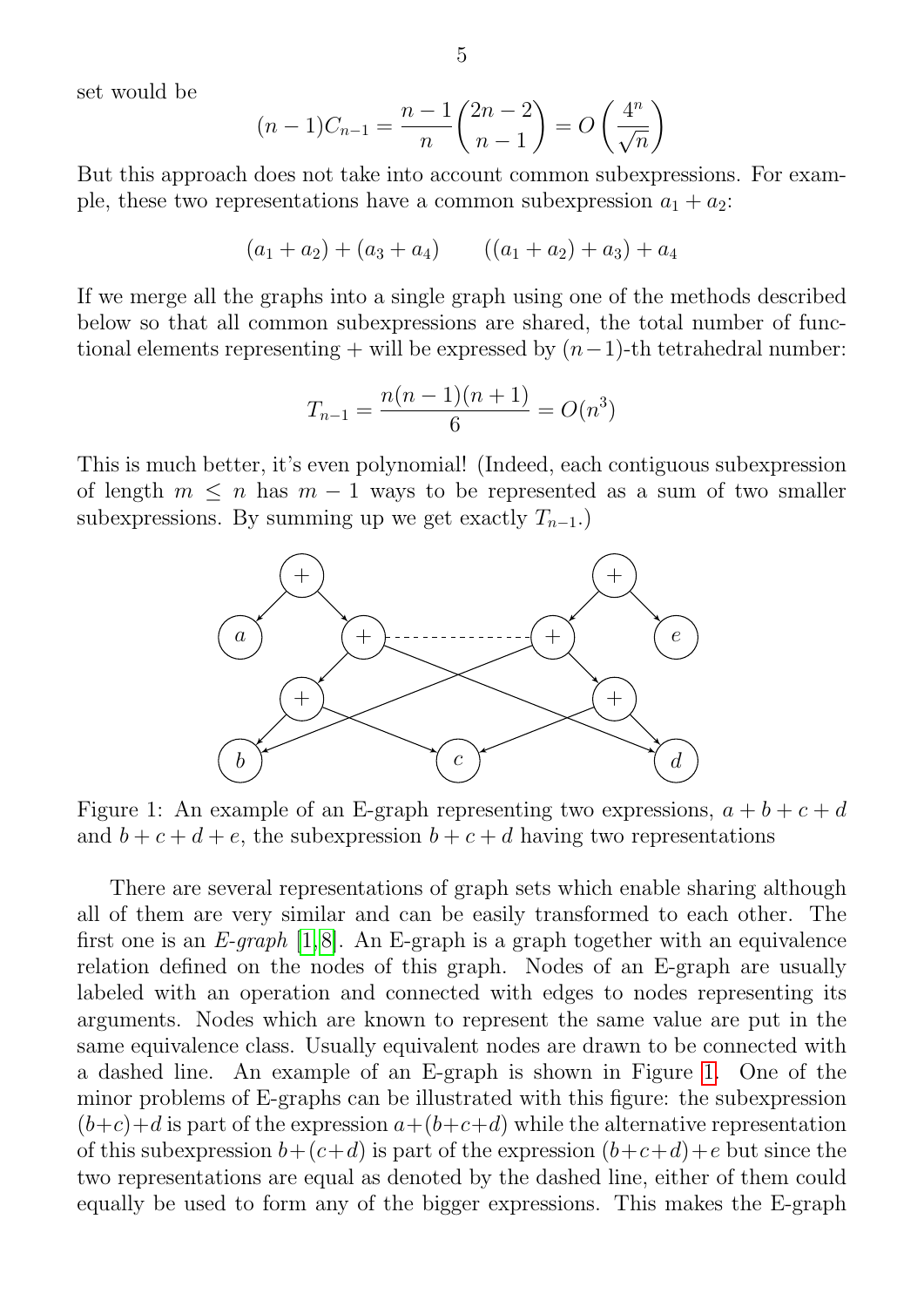set would be

$$(n-1)C_{n-1} = \frac{n-1}{n}\binom{2n-2}{n-1} = O\left(\frac{4^n}{\sqrt{n}}\right)$$

But this approach does not take into account common subexpressions. For example, these two representations have a common subexpression $a_1 + a_2$:

$$(a_1 + a_2) + (a_3 + a_4) \qquad ((a_1 + a_2) + a_3) + a_4$$

If we merge all the graphs into a single graph using one of the methods described below so that all common subexpressions are shared, the total number of functional elements representing $+$ will be expressed by $(n-1)$-th tetrahedral number:

$$T_{n-1} = \frac{n(n-1)(n+1)}{6} = O(n^3)$$

This is much better, it's even polynomial! (Indeed, each contiguous subexpression of length $m \leq n$ has $m-1$ ways to be represented as a sum of two smaller subexpressions. By summing up we get exactly $T_{n-1}$.)

Figure 1: An example of an E-graph representing two expressions, $a+b+c+d$ and $b+c+d+e$, the subexpression $b+c+d$ having two representations

There are several representations of graph sets which enable sharing although all of them are very similar and can be easily transformed to each other. The first one is an *E-graph* [1,8]. An E-graph is a graph together with an equivalence relation defined on the nodes of this graph. Nodes of an E-graph are usually labeled with an operation and connected with edges to nodes representing its arguments. Nodes which are known to represent the same value are put in the same equivalence class. Usually equivalent nodes are drawn to be connected with a dashed line. An example of an E-graph is shown in Figure 1. One of the minor problems of E-graphs can be illustrated with this figure: the subexpression $(b+c)+d$ is part of the expression $a+(b+c+d)$ while the alternative representation of this subexpression $b+(c+d)$ is part of the expression $(b+c+d)+e$ but since the two representations are equal as denoted by the dashed line, either of them could equally be used to form any of the bigger expressions. This makes the E-graph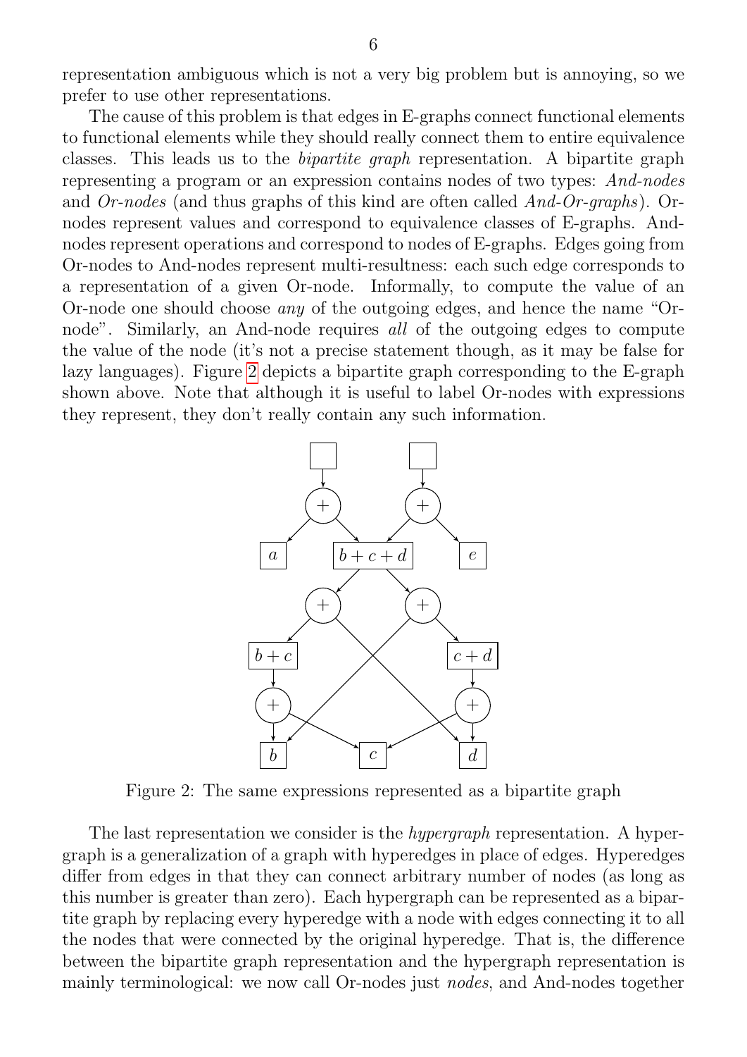representation ambiguous which is not a very big problem but is annoying, so we prefer to use other representations.

The cause of this problem is that edges in E-graphs connect functional elements to functional elements while they should really connect them to entire equivalence classes. This leads us to the *bipartite graph* representation. A bipartite graph representing a program or an expression contains nodes of two types: *And-nodes* and *Or-nodes* (and thus graphs of this kind are often called *And-Or-graphs*). Or-nodes represent values and correspond to equivalence classes of E-graphs. And-nodes represent operations and correspond to nodes of E-graphs. Edges going from Or-nodes to And-nodes represent multi-resultness: each such edge corresponds to a representation of a given Or-node. Informally, to compute the value of an Or-node one should choose *any* of the outgoing edges, and hence the name "Or-node". Similarly, an And-node requires *all* of the outgoing edges to compute the value of the node (it's not a precise statement though, as it may be false for lazy languages). Figure 2 depicts a bipartite graph corresponding to the E-graph shown above. Note that although it is useful to label Or-nodes with expressions they represent, they don't really contain any such information.

Figure 2: The same expressions represented as a bipartite graph

The last representation we consider is the *hypergraph* representation. A hypergraph is a generalization of a graph with hyperedges in place of edges. Hyperedges differ from edges in that they can connect arbitrary number of nodes (as long as this number is greater than zero). Each hypergraph can be represented as a bipartite graph by replacing every hyperedge with a node with edges connecting it to all the nodes that were connected by the original hyperedge. That is, the difference between the bipartite graph representation and the hypergraph representation is mainly terminological: we now call Or-nodes just *nodes*, and And-nodes together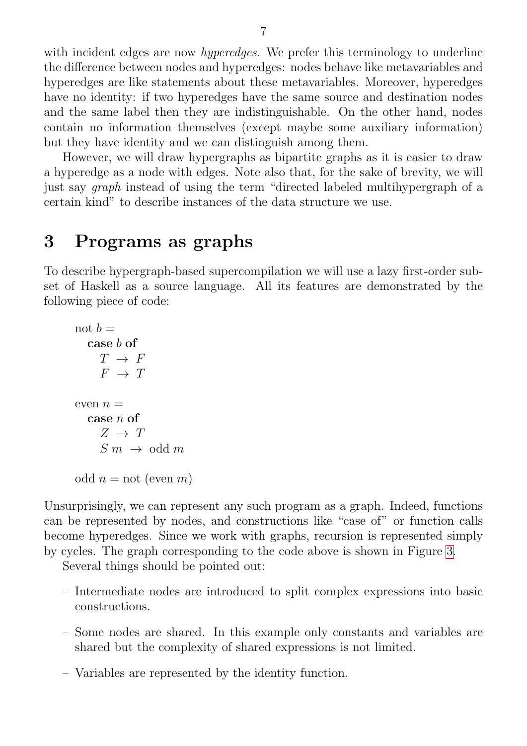with incident edges are now *hyperedges*. We prefer this terminology to underline the difference between nodes and hyperedges: nodes behave like metavariables and hyperedges are like statements about these metavariables. Moreover, hyperedges have no identity: if two hyperedges have the same source and destination nodes and the same label then they are indistinguishable. On the other hand, nodes contain no information themselves (except maybe some auxiliary information) but they have identity and we can distinguish among them.

However, we will draw hypergraphs as bipartite graphs as it is easier to draw a hyperedge as a node with edges. Note also that, for the sake of brevity, we will just say *graph* instead of using the term "directed labeled multihypergraph of a certain kind" to describe instances of the data structure we use.

# 3 Programs as graphs

To describe hypergraph-based supercompilation we will use a lazy first-order subset of Haskell as a source language. All its features are demonstrated by the following piece of code:

```
not b =
  case b of
    T → F
    F → T

even n =
  case n of
    Z → T
    S m → odd m

odd n = not (even m)
```

Unsurprisingly, we can represent any such program as a graph. Indeed, functions can be represented by nodes, and constructions like "case of" or function calls become hyperedges. Since we work with graphs, recursion is represented simply by cycles. The graph corresponding to the code above is shown in Figure 3.

Several things should be pointed out:

– Intermediate nodes are introduced to split complex expressions into basic constructions.

– Some nodes are shared. In this example only constants and variables are shared but the complexity of shared expressions is not limited.

– Variables are represented by the identity function.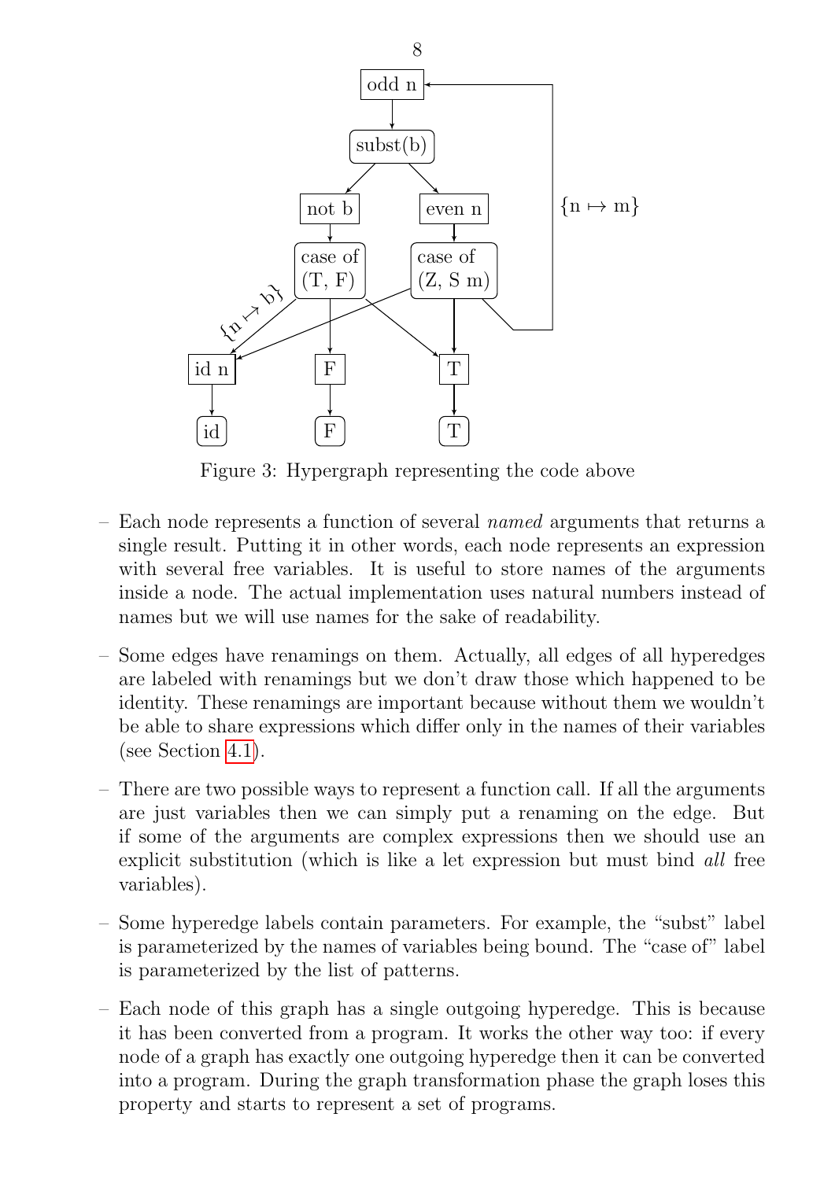Figure 3: Hypergraph representing the code above

- Each node represents a function of several *named* arguments that returns a single result. Putting it in other words, each node represents an expression with several free variables. It is useful to store names of the arguments inside a node. The actual implementation uses natural numbers instead of names but we will use names for the sake of readability.
- Some edges have renamings on them. Actually, all edges of all hyperedges are labeled with renamings but we don't draw those which happened to be identity. These renamings are important because without them we wouldn't be able to share expressions which differ only in the names of their variables (see Section 4.1).
- There are two possible ways to represent a function call. If all the arguments are just variables then we can simply put a renaming on the edge. But if some of the arguments are complex expressions then we should use an explicit substitution (which is like a let expression but must bind *all* free variables).
- Some hyperedge labels contain parameters. For example, the "subst" label is parameterized by the names of variables being bound. The "case of" label is parameterized by the list of patterns.
- Each node of this graph has a single outgoing hyperedge. This is because it has been converted from a program. It works the other way too: if every node of a graph has exactly one outgoing hyperedge then it can be converted into a program. During the graph transformation phase the graph loses this property and starts to represent a set of programs.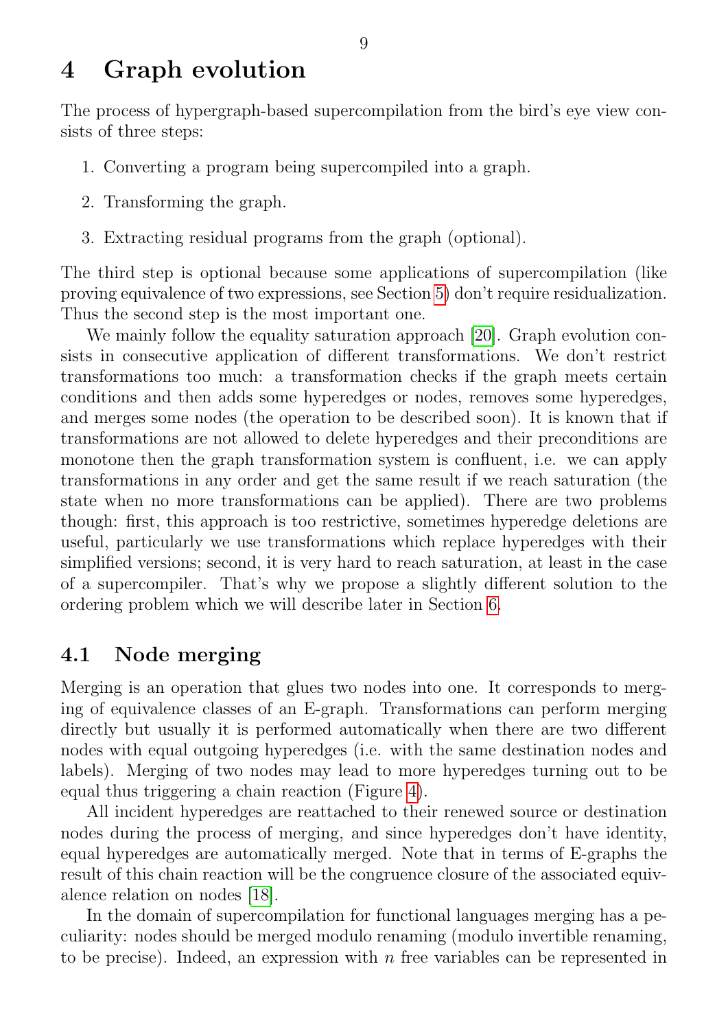# 4 Graph evolution

The process of hypergraph-based supercompilation from the bird's eye view consists of three steps:

1. Converting a program being supercompiled into a graph.
2. Transforming the graph.
3. Extracting residual programs from the graph (optional).

The third step is optional because some applications of supercompilation (like proving equivalence of two expressions, see Section 5) don't require residualization. Thus the second step is the most important one.

We mainly follow the equality saturation approach [20]. Graph evolution consists in consecutive application of different transformations. We don't restrict transformations too much: a transformation checks if the graph meets certain conditions and then adds some hyperedges or nodes, removes some hyperedges, and merges some nodes (the operation to be described soon). It is known that if transformations are not allowed to delete hyperedges and their preconditions are monotone then the graph transformation system is confluent, i.e. we can apply transformations in any order and get the same result if we reach saturation (the state when no more transformations can be applied). There are two problems though: first, this approach is too restrictive, sometimes hyperedge deletions are useful, particularly we use transformations which replace hyperedges with their simplified versions; second, it is very hard to reach saturation, at least in the case of a supercompiler. That's why we propose a slightly different solution to the ordering problem which we will describe later in Section 6.

## 4.1 Node merging

Merging is an operation that glues two nodes into one. It corresponds to merging of equivalence classes of an E-graph. Transformations can perform merging directly but usually it is performed automatically when there are two different nodes with equal outgoing hyperedges (i.e. with the same destination nodes and labels). Merging of two nodes may lead to more hyperedges turning out to be equal thus triggering a chain reaction (Figure 4).

All incident hyperedges are reattached to their renewed source or destination nodes during the process of merging, and since hyperedges don't have identity, equal hyperedges are automatically merged. Note that in terms of E-graphs the result of this chain reaction will be the congruence closure of the associated equivalence relation on nodes [18].

In the domain of supercompilation for functional languages merging has a peculiarity: nodes should be merged modulo renaming (modulo invertible renaming, to be precise). Indeed, an expression with $n$ free variables can be represented in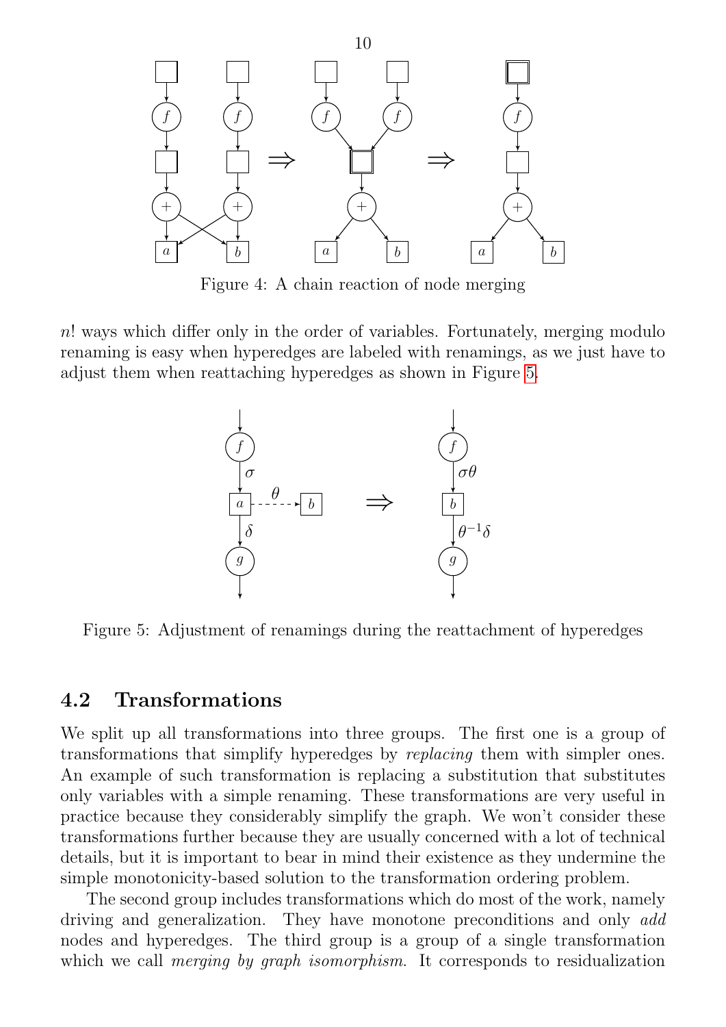Figure 4: A chain reaction of node merging

$n!$ ways which differ only in the order of variables. Fortunately, merging modulo renaming is easy when hyperedges are labeled with renamings, as we just have to adjust them when reattaching hyperedges as shown in Figure 5.

Figure 5: Adjustment of renamings during the reattachment of hyperedges

## 4.2 Transformations

We split up all transformations into three groups. The first one is a group of transformations that simplify hyperedges by *replacing* them with simpler ones. An example of such transformation is replacing a substitution that substitutes only variables with a simple renaming. These transformations are very useful in practice because they considerably simplify the graph. We won't consider these transformations further because they are usually concerned with a lot of technical details, but it is important to bear in mind their existence as they undermine the simple monotonicity-based solution to the transformation ordering problem.

The second group includes transformations which do most of the work, namely driving and generalization. They have monotone preconditions and only *add* nodes and hyperedges. The third group is a group of a single transformation which we call *merging by graph isomorphism*. It corresponds to residualization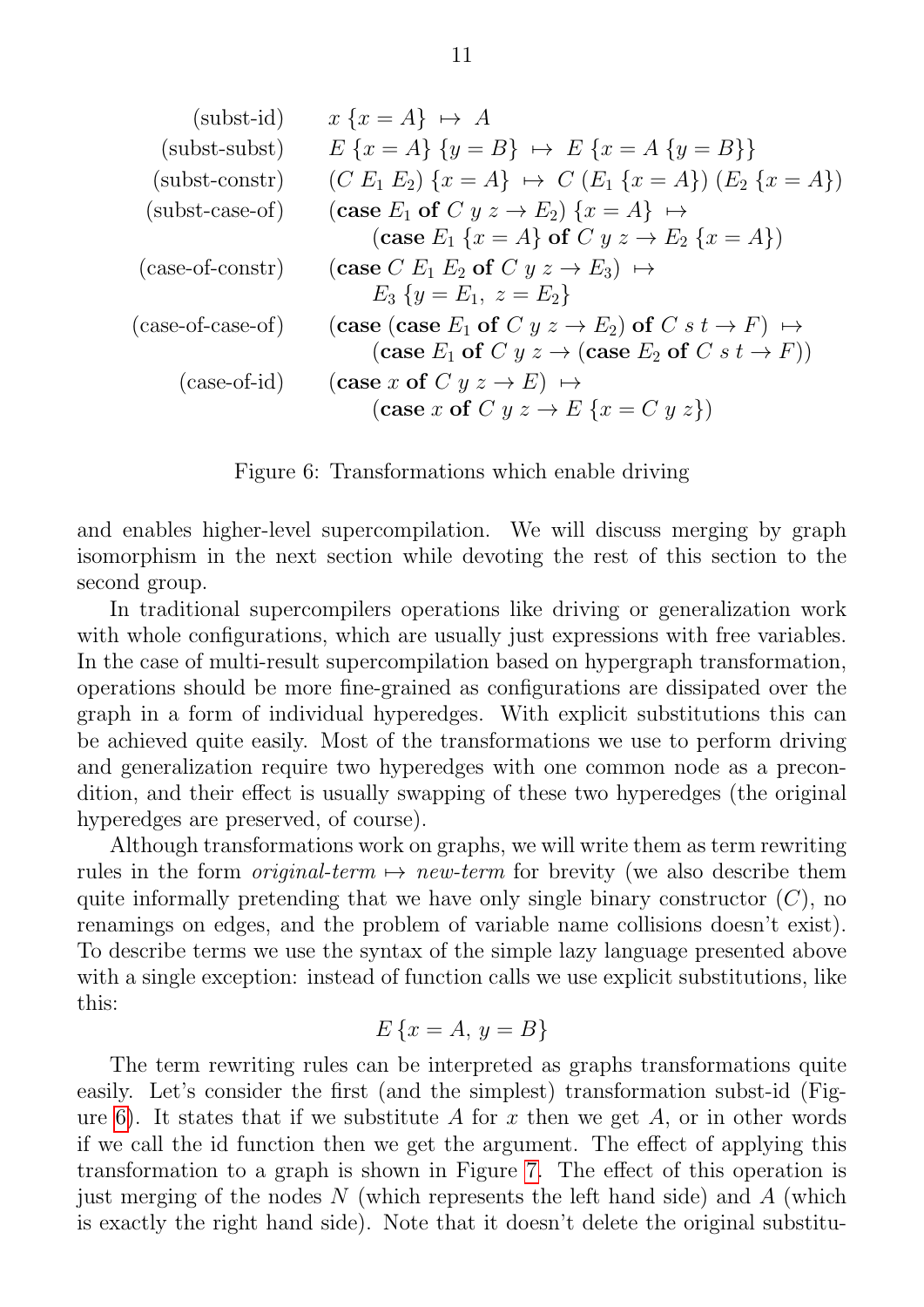| | |
|---|---|
| (subst-id) | $x\ \{x = A\} \ \mapsto\ A$ |
| (subst-subst) | $E\ \{x = A\}\ \{y = B\} \ \mapsto\ E\ \{x = A\ \{y = B\}\}$ |
| (subst-constr) | $(C\ E_1\ E_2)\ \{x = A\} \ \mapsto\ C\ (E_1\ \{x = A\})\ (E_2\ \{x = A\})$ |
| (subst-case-of) | $(\textbf{case}\ E_1\ \textbf{of}\ C\ y\ z \rightarrow E_2)\ \{x = A\} \ \mapsto$ $(\textbf{case}\ E_1\ \{x = A\}\ \textbf{of}\ C\ y\ z \rightarrow E_2\ \{x = A\})$ |
| (case-of-constr) | $(\textbf{case}\ C\ E_1\ E_2\ \textbf{of}\ C\ y\ z \rightarrow E_3) \ \mapsto$ $E_3\ \{y = E_1,\ z = E_2\}$ |
| (case-of-case-of) | $(\textbf{case}\ (\textbf{case}\ E_1\ \textbf{of}\ C\ y\ z \rightarrow E_2)\ \textbf{of}\ C\ s\ t \rightarrow F) \ \mapsto$ $(\textbf{case}\ E_1\ \textbf{of}\ C\ y\ z \rightarrow (\textbf{case}\ E_2\ \textbf{of}\ C\ s\ t \rightarrow F))$ |
| (case-of-id) | $(\textbf{case}\ x\ \textbf{of}\ C\ y\ z \rightarrow E) \ \mapsto$ $(\textbf{case}\ x\ \textbf{of}\ C\ y\ z \rightarrow E\ \{x = C\ y\ z\})$ |

Figure 6: Transformations which enable driving

and enables higher-level supercompilation. We will discuss merging by graph isomorphism in the next section while devoting the rest of this section to the second group.

In traditional supercompilers operations like driving or generalization work with whole configurations, which are usually just expressions with free variables. In the case of multi-result supercompilation based on hypergraph transformation, operations should be more fine-grained as configurations are dissipated over the graph in a form of individual hyperedges. With explicit substitutions this can be achieved quite easily. Most of the transformations we use to perform driving and generalization require two hyperedges with one common node as a precondition, and their effect is usually swapping of these two hyperedges (the original hyperedges are preserved, of course).

Although transformations work on graphs, we will write them as term rewriting rules in the form *original-term* $\mapsto$ *new-term* for brevity (we also describe them quite informally pretending that we have only single binary constructor ($C$), no renamings on edges, and the problem of variable name collisions doesn't exist). To describe terms we use the syntax of the simple lazy language presented above with a single exception: instead of function calls we use explicit substitutions, like this:

$$E\ \{x = A,\ y = B\}$$

The term rewriting rules can be interpreted as graphs transformations quite easily. Let's consider the first (and the simplest) transformation subst-id (Figure 6). It states that if we substitute $A$ for $x$ then we get $A$, or in other words if we call the id function then we get the argument. The effect of applying this transformation to a graph is shown in Figure 7. The effect of this operation is just merging of the nodes $N$ (which represents the left hand side) and $A$ (which is exactly the right hand side). Note that it doesn't delete the original substitu-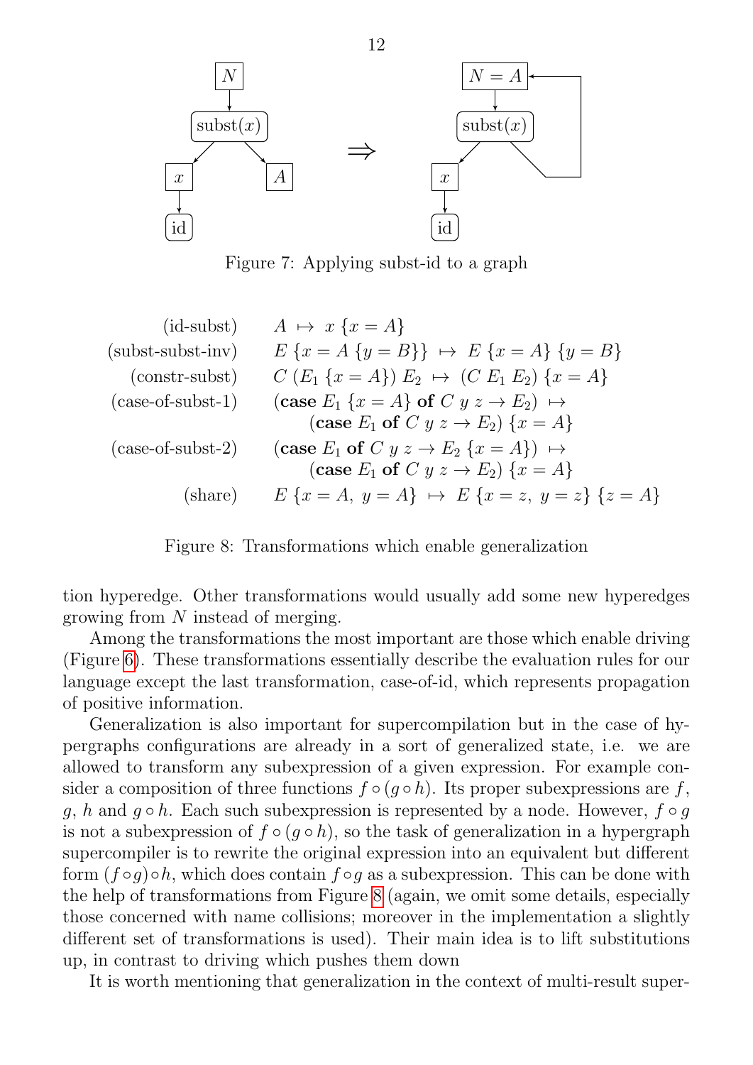Figure 7: Applying subst-id to a graph

$$
\begin{array}{rl}
\text{(id-subst)} & A \;\mapsto\; x\;\{x = A\} \\
\text{(subst-subst-inv)} & E\;\{x = A\;\{y = B\}\} \;\mapsto\; E\;\{x = A\}\;\{y = B\} \\
\text{(constr-subst)} & C\;(E_1\;\{x = A\})\;E_2 \;\mapsto\; (C\;E_1\;E_2)\;\{x = A\} \\
\text{(case-of-subst-1)} & (\textbf{case}\;E_1\;\{x = A\}\;\textbf{of}\;C\;y\;z \rightarrow E_2) \;\mapsto \\
 & \qquad (\textbf{case}\;E_1\;\textbf{of}\;C\;y\;z \rightarrow E_2)\;\{x = A\} \\
\text{(case-of-subst-2)} & (\textbf{case}\;E_1\;\textbf{of}\;C\;y\;z \rightarrow E_2\;\{x = A\}) \;\mapsto \\
 & \qquad (\textbf{case}\;E_1\;\textbf{of}\;C\;y\;z \rightarrow E_2)\;\{x = A\} \\
\text{(share)} & E\;\{x = A,\; y = A\} \;\mapsto\; E\;\{x = z,\; y = z\}\;\{z = A\}
\end{array}
$$

Figure 8: Transformations which enable generalization

tion hyperedge. Other transformations would usually add some new hyperedges growing from $N$ instead of merging.

Among the transformations the most important are those which enable driving (Figure 6). These transformations essentially describe the evaluation rules for our language except the last transformation, case-of-id, which represents propagation of positive information.

Generalization is also important for supercompilation but in the case of hypergraphs configurations are already in a sort of generalized state, i.e. we are allowed to transform any subexpression of a given expression. For example consider a composition of three functions $f \circ (g \circ h)$. Its proper subexpressions are $f$, $g$, $h$ and $g \circ h$. Each such subexpression is represented by a node. However, $f \circ g$ is not a subexpression of $f \circ (g \circ h)$, so the task of generalization in a hypergraph supercompiler is to rewrite the original expression into an equivalent but different form $(f \circ g) \circ h$, which does contain $f \circ g$ as a subexpression. This can be done with the help of transformations from Figure 8 (again, we omit some details, especially those concerned with name collisions; moreover in the implementation a slightly different set of transformations is used). Their main idea is to lift substitutions up, in contrast to driving which pushes them down

It is worth mentioning that generalization in the context of multi-result super-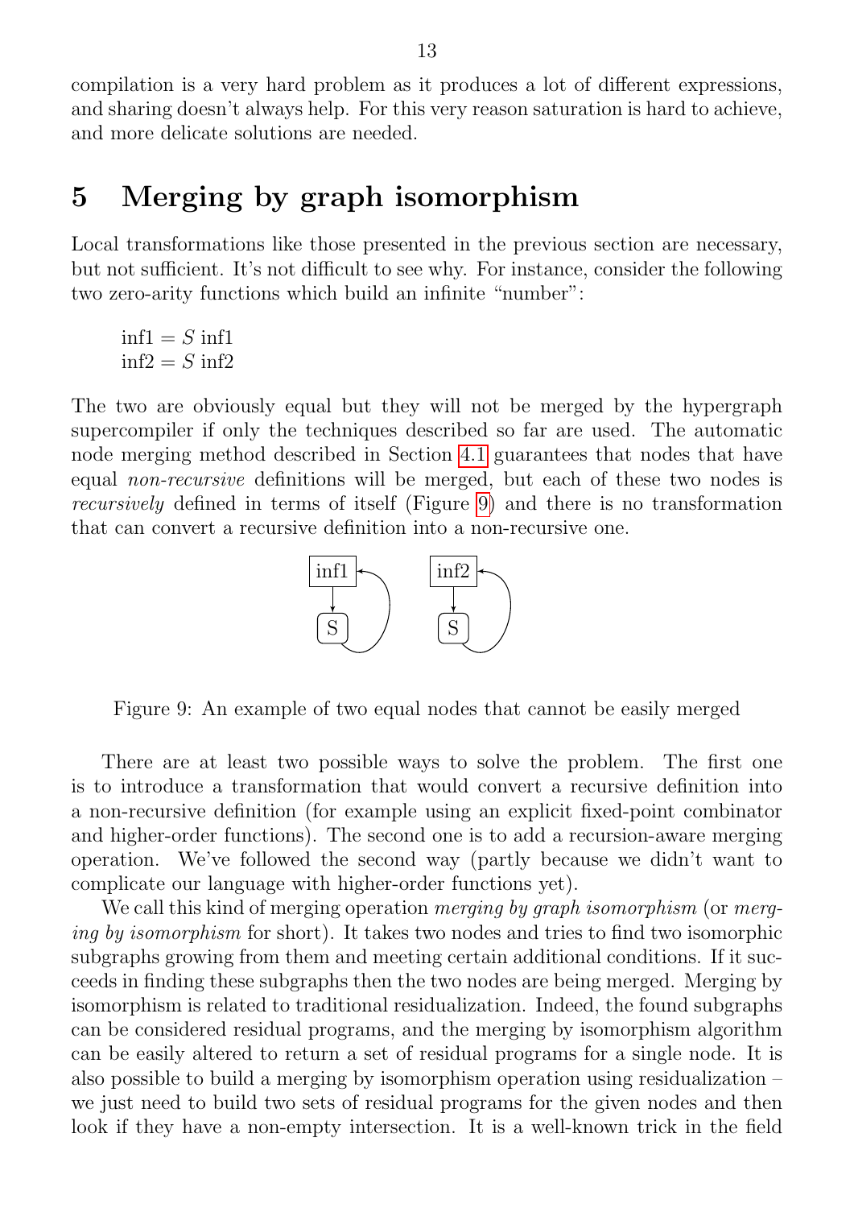compilation is a very hard problem as it produces a lot of different expressions, and sharing doesn't always help. For this very reason saturation is hard to achieve, and more delicate solutions are needed.

# 5 Merging by graph isomorphism

Local transformations like those presented in the previous section are necessary, but not sufficient. It's not difficult to see why. For instance, consider the following two zero-arity functions which build an infinite "number":

$$\text{inf1} = S\ \text{inf1}$$
$$\text{inf2} = S\ \text{inf2}$$

The two are obviously equal but they will not be merged by the hypergraph supercompiler if only the techniques described so far are used. The automatic node merging method described in Section 4.1 guarantees that nodes that have equal *non-recursive* definitions will be merged, but each of these two nodes is *recursively* defined in terms of itself (Figure 9) and there is no transformation that can convert a recursive definition into a non-recursive one.

inf1
S
inf2
S

Figure 9: An example of two equal nodes that cannot be easily merged

There are at least two possible ways to solve the problem. The first one is to introduce a transformation that would convert a recursive definition into a non-recursive definition (for example using an explicit fixed-point combinator and higher-order functions). The second one is to add a recursion-aware merging operation. We've followed the second way (partly because we didn't want to complicate our language with higher-order functions yet).

We call this kind of merging operation *merging by graph isomorphism* (or *merging by isomorphism* for short). It takes two nodes and tries to find two isomorphic subgraphs growing from them and meeting certain additional conditions. If it succeeds in finding these subgraphs then the two nodes are being merged. Merging by isomorphism is related to traditional residualization. Indeed, the found subgraphs can be considered residual programs, and the merging by isomorphism algorithm can be easily altered to return a set of residual programs for a single node. It is also possible to build a merging by isomorphism operation using residualization – we just need to build two sets of residual programs for the given nodes and then look if they have a non-empty intersection. It is a well-known trick in the field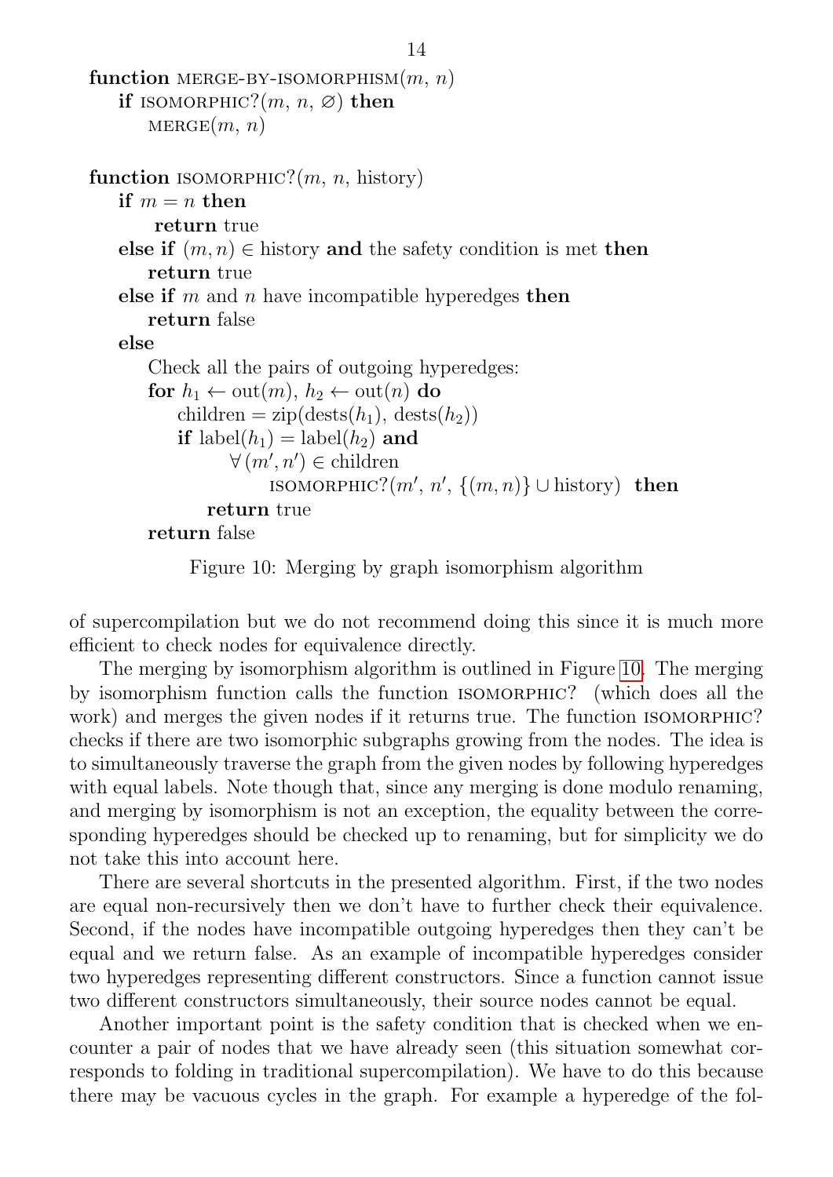```
function MERGE-BY-ISOMORPHISM(m, n)
    if ISOMORPHIC?(m, n, ∅) then
        MERGE(m, n)

function ISOMORPHIC?(m, n, history)
    if m = n then
        return true
    else if (m, n) ∈ history and the safety condition is met then
        return true
    else if m and n have incompatible hyperedges then
        return false
    else
        Check all the pairs of outgoing hyperedges:
        for h1 ← out(m), h2 ← out(n) do
            children = zip(dests(h1), dests(h2))
            if label(h1) = label(h2) and
                    ∀ (m′, n′) ∈ children
                        ISOMORPHIC?(m′, n′, {(m, n)} ∪ history)  then
                return true
        return false
```

Figure 10: Merging by graph isomorphism algorithm

of supercompilation but we do not recommend doing this since it is much more efficient to check nodes for equivalence directly.

The merging by isomorphism algorithm is outlined in Figure 10. The merging by isomorphism function calls the function ISOMORPHIC? (which does all the work) and merges the given nodes if it returns true. The function ISOMORPHIC? checks if there are two isomorphic subgraphs growing from the nodes. The idea is to simultaneously traverse the graph from the given nodes by following hyperedges with equal labels. Note though that, since any merging is done modulo renaming, and merging by isomorphism is not an exception, the equality between the corresponding hyperedges should be checked up to renaming, but for simplicity we do not take this into account here.

There are several shortcuts in the presented algorithm. First, if the two nodes are equal non-recursively then we don't have to further check their equivalence. Second, if the nodes have incompatible outgoing hyperedges then they can't be equal and we return false. As an example of incompatible hyperedges consider two hyperedges representing different constructors. Since a function cannot issue two different constructors simultaneously, their source nodes cannot be equal.

Another important point is the safety condition that is checked when we encounter a pair of nodes that we have already seen (this situation somewhat corresponds to folding in traditional supercompilation). We have to do this because there may be vacuous cycles in the graph. For example a hyperedge of the fol-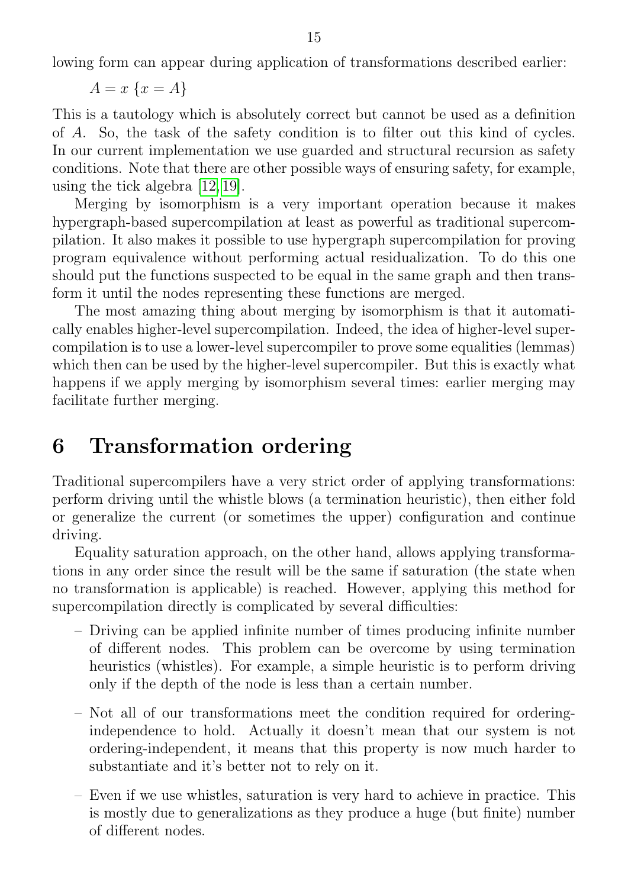lowing form can appear during application of transformations described earlier:

$$A = x \; \{x = A\}$$

This is a tautology which is absolutely correct but cannot be used as a definition of $A$. So, the task of the safety condition is to filter out this kind of cycles. In our current implementation we use guarded and structural recursion as safety conditions. Note that there are other possible ways of ensuring safety, for example, using the tick algebra [12, 19].

Merging by isomorphism is a very important operation because it makes hypergraph-based supercompilation at least as powerful as traditional supercompilation. It also makes it possible to use hypergraph supercompilation for proving program equivalence without performing actual residualization. To do this one should put the functions suspected to be equal in the same graph and then transform it until the nodes representing these functions are merged.

The most amazing thing about merging by isomorphism is that it automatically enables higher-level supercompilation. Indeed, the idea of higher-level supercompilation is to use a lower-level supercompiler to prove some equalities (lemmas) which then can be used by the higher-level supercompiler. But this is exactly what happens if we apply merging by isomorphism several times: earlier merging may facilitate further merging.

# 6 Transformation ordering

Traditional supercompilers have a very strict order of applying transformations: perform driving until the whistle blows (a termination heuristic), then either fold or generalize the current (or sometimes the upper) configuration and continue driving.

Equality saturation approach, on the other hand, allows applying transformations in any order since the result will be the same if saturation (the state when no transformation is applicable) is reached. However, applying this method for supercompilation directly is complicated by several difficulties:

- Driving can be applied infinite number of times producing infinite number of different nodes. This problem can be overcome by using termination heuristics (whistles). For example, a simple heuristic is to perform driving only if the depth of the node is less than a certain number.
- Not all of our transformations meet the condition required for ordering-independence to hold. Actually it doesn't mean that our system is not ordering-independent, it means that this property is now much harder to substantiate and it's better not to rely on it.
- Even if we use whistles, saturation is very hard to achieve in practice. This is mostly due to generalizations as they produce a huge (but finite) number of different nodes.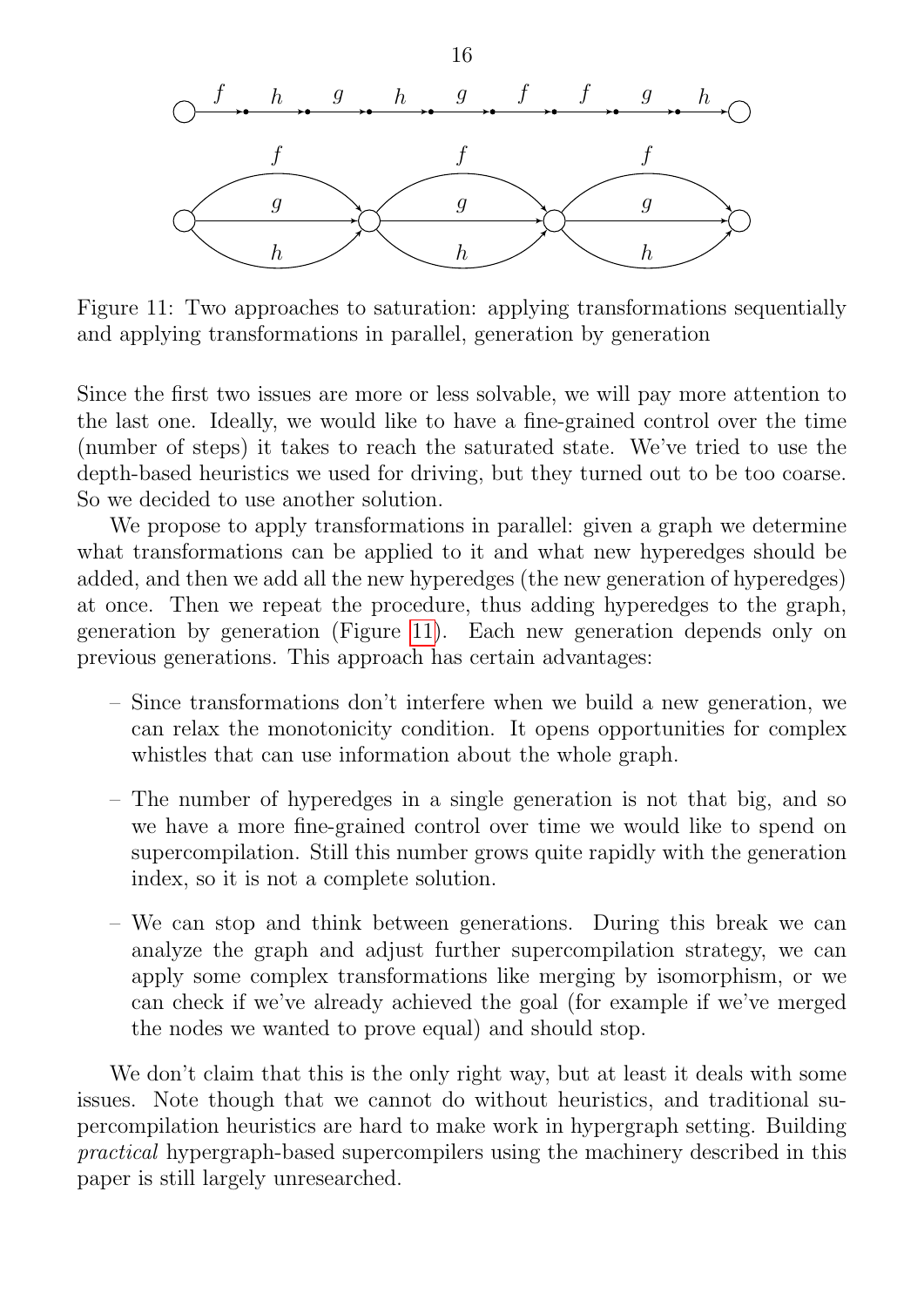f h g h g f f g h

f g h f g h f g h

Figure 11: Two approaches to saturation: applying transformations sequentially and applying transformations in parallel, generation by generation

Since the first two issues are more or less solvable, we will pay more attention to the last one. Ideally, we would like to have a fine-grained control over the time (number of steps) it takes to reach the saturated state. We've tried to use the depth-based heuristics we used for driving, but they turned out to be too coarse. So we decided to use another solution.

We propose to apply transformations in parallel: given a graph we determine what transformations can be applied to it and what new hyperedges should be added, and then we add all the new hyperedges (the new generation of hyperedges) at once. Then we repeat the procedure, thus adding hyperedges to the graph, generation by generation (Figure 11). Each new generation depends only on previous generations. This approach has certain advantages:

– Since transformations don't interfere when we build a new generation, we can relax the monotonicity condition. It opens opportunities for complex whistles that can use information about the whole graph.

– The number of hyperedges in a single generation is not that big, and so we have a more fine-grained control over time we would like to spend on supercompilation. Still this number grows quite rapidly with the generation index, so it is not a complete solution.

– We can stop and think between generations. During this break we can analyze the graph and adjust further supercompilation strategy, we can apply some complex transformations like merging by isomorphism, or we can check if we've already achieved the goal (for example if we've merged the nodes we wanted to prove equal) and should stop.

We don't claim that this is the only right way, but at least it deals with some issues. Note though that we cannot do without heuristics, and traditional supercompilation heuristics are hard to make work in hypergraph setting. Building *practical* hypergraph-based supercompilers using the machinery described in this paper is still largely unresearched.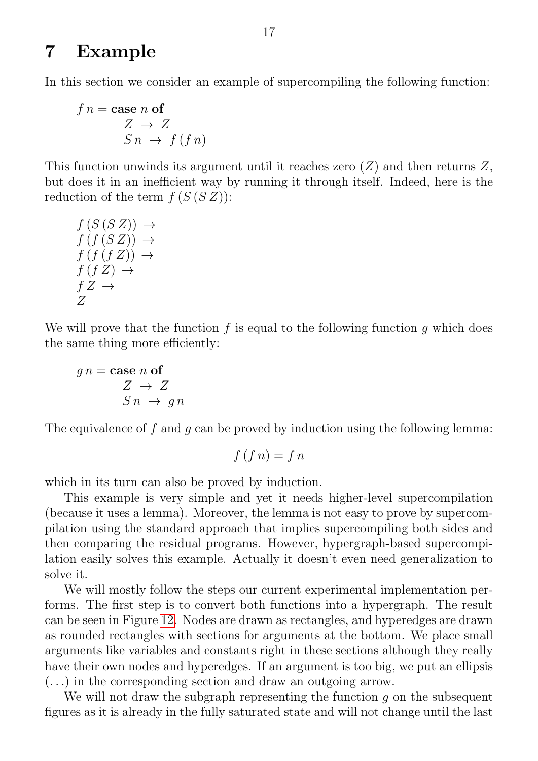# 7 Example

In this section we consider an example of supercompiling the following function:

$$
\begin{aligned}
f\,n = \textbf{case}\ n\ \textbf{of}&\\
Z &\rightarrow Z\\
S\,n &\rightarrow f\,(f\,n)
\end{aligned}
$$

This function unwinds its argument until it reaches zero ($Z$) and then returns $Z$, but does it in an inefficient way by running it through itself. Indeed, here is the reduction of the term $f\,(S\,(S\,Z))$:

$$
\begin{aligned}
&f\,(S\,(S\,Z)) \rightarrow\\
&f\,(f\,(S\,Z)) \rightarrow\\
&f\,(f\,(f\,Z)) \rightarrow\\
&f\,(f\,Z) \rightarrow\\
&f\,Z \rightarrow\\
&Z
\end{aligned}
$$

We will prove that the function $f$ is equal to the following function $g$ which does the same thing more efficiently:

$$
\begin{aligned}
g\,n = \textbf{case}\ n\ \textbf{of}&\\
Z &\rightarrow Z\\
S\,n &\rightarrow g\,n
\end{aligned}
$$

The equivalence of $f$ and $g$ can be proved by induction using the following lemma:

$$f\,(f\,n) = f\,n$$

which in its turn can also be proved by induction.

This example is very simple and yet it needs higher-level supercompilation (because it uses a lemma). Moreover, the lemma is not easy to prove by supercompilation using the standard approach that implies supercompiling both sides and then comparing the residual programs. However, hypergraph-based supercompilation easily solves this example. Actually it doesn't even need generalization to solve it.

We will mostly follow the steps our current experimental implementation performs. The first step is to convert both functions into a hypergraph. The result can be seen in Figure 12. Nodes are drawn as rectangles, and hyperedges are drawn as rounded rectangles with sections for arguments at the bottom. We place small arguments like variables and constants right in these sections although they really have their own nodes and hyperedges. If an argument is too big, we put an ellipsis (...) in the corresponding section and draw an outgoing arrow.

We will not draw the subgraph representing the function $g$ on the subsequent figures as it is already in the fully saturated state and will not change until the last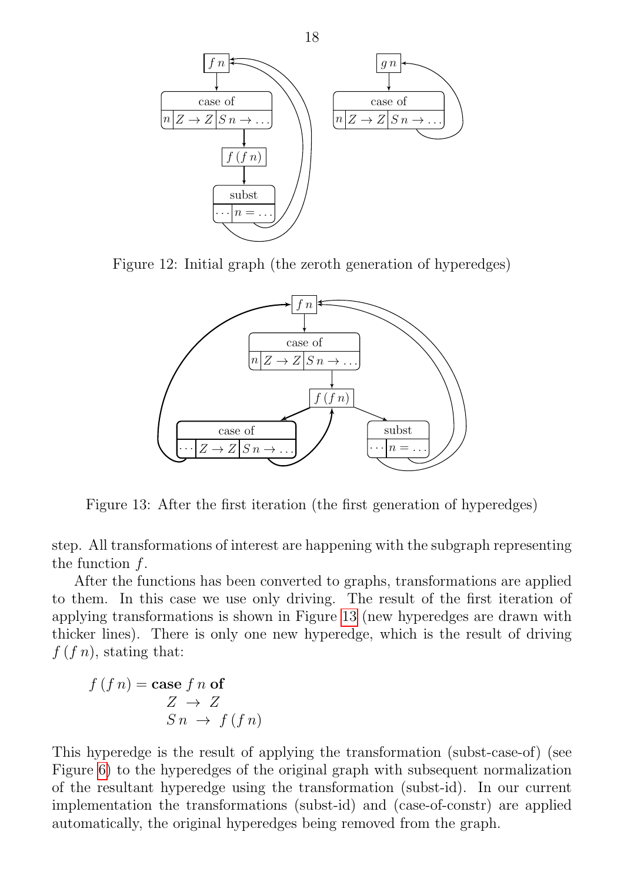Figure 12: Initial graph (the zeroth generation of hyperedges)

Figure 13: After the first iteration (the first generation of hyperedges)

step. All transformations of interest are happening with the subgraph representing the function $f$.

After the functions has been converted to graphs, transformations are applied to them. In this case we use only driving. The result of the first iteration of applying transformations is shown in Figure 13 (new hyperedges are drawn with thicker lines). There is only one new hyperedge, which is the result of driving $f\,(f\,n)$, stating that:

$$
\begin{aligned}
f\,(f\,n) = \textbf{case}\ & f\,n\ \textbf{of} \\
& Z \ \rightarrow\ Z \\
& S\,n \ \rightarrow\ f\,(f\,n)
\end{aligned}
$$

This hyperedge is the result of applying the transformation (subst-case-of) (see Figure 6) to the hyperedges of the original graph with subsequent normalization of the resultant hyperedge using the transformation (subst-id). In our current implementation the transformations (subst-id) and (case-of-constr) are applied automatically, the original hyperedges being removed from the graph.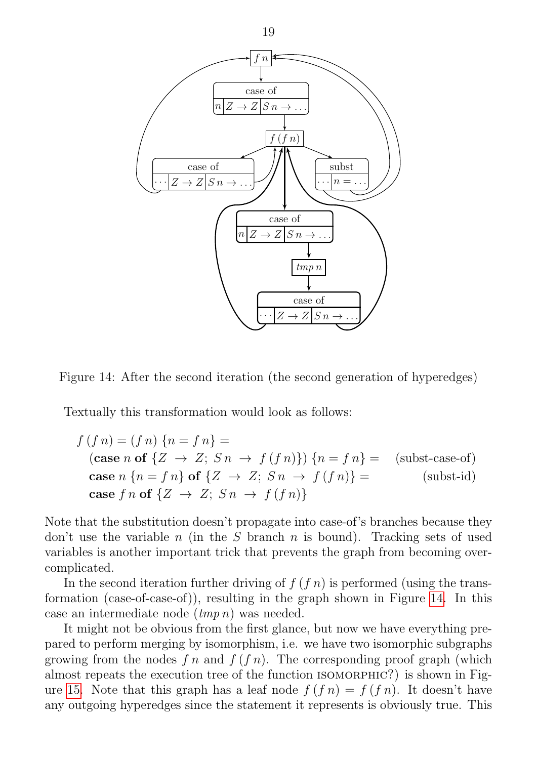Figure 14: After the second iteration (the second generation of hyperedges)

Textually this transformation would look as follows:

$$
\begin{aligned}
& f\,(f\,n) = (f\,n)\ \{n = f\,n\} = \\
& \quad (\textbf{case}\ n\ \textbf{of}\ \{Z\ \rightarrow\ Z;\ S\,n\ \rightarrow\ f\,(f\,n)\})\ \{n = f\,n\} = \quad \text{(subst-case-of)} \\
& \quad \textbf{case}\ n\ \{n = f\,n\}\ \textbf{of}\ \{Z\ \rightarrow\ Z;\ S\,n\ \rightarrow\ f\,(f\,n)\} = \quad \text{(subst-id)} \\
& \quad \textbf{case}\ f\,n\ \textbf{of}\ \{Z\ \rightarrow\ Z;\ S\,n\ \rightarrow\ f\,(f\,n)\}
\end{aligned}
$$

Note that the substitution doesn't propagate into case-of's branches because they don't use the variable $n$ (in the $S$ branch $n$ is bound). Tracking sets of used variables is another important trick that prevents the graph from becoming overcomplicated.

In the second iteration further driving of $f\,(f\,n)$ is performed (using the transformation (case-of-case-of)), resulting in the graph shown in Figure 14. In this case an intermediate node ($tmp\,n$) was needed.

It might not be obvious from the first glance, but now we have everything prepared to perform merging by isomorphism, i.e. we have two isomorphic subgraphs growing from the nodes $f\,n$ and $f\,(f\,n)$. The corresponding proof graph (which almost repeats the execution tree of the function ISOMORPHIC?) is shown in Figure 15. Note that this graph has a leaf node $f\,(f\,n) = f\,(f\,n)$. It doesn't have any outgoing hyperedges since the statement it represents is obviously true. This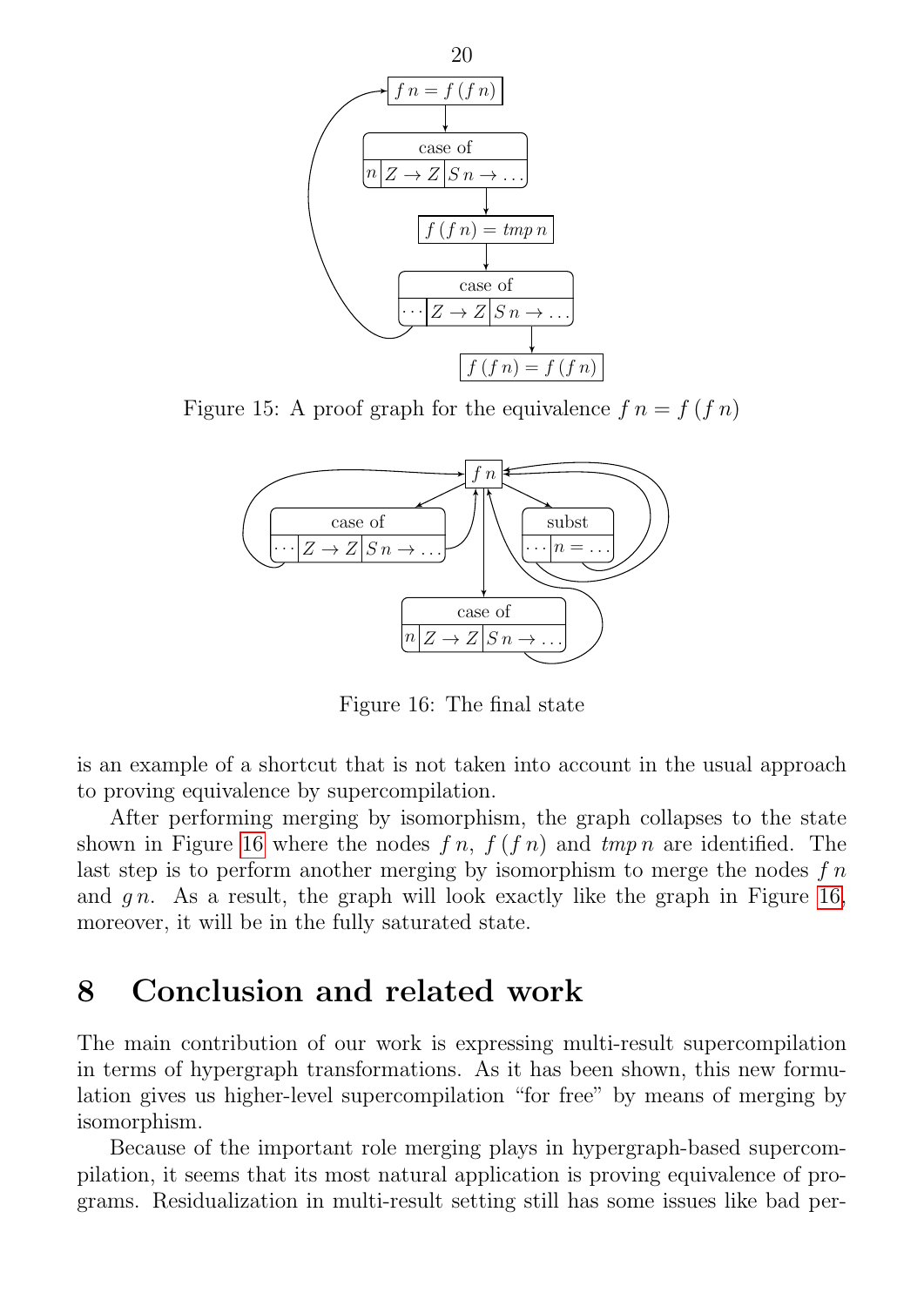Figure 15: A proof graph for the equivalence $f\,n = f\,(f\,n)$

Figure 16: The final state

is an example of a shortcut that is not taken into account in the usual approach to proving equivalence by supercompilation.

After performing merging by isomorphism, the graph collapses to the state shown in Figure 16 where the nodes $f\,n$, $f\,(f\,n)$ and $tmp\,n$ are identified. The last step is to perform another merging by isomorphism to merge the nodes $f\,n$ and $g\,n$. As a result, the graph will look exactly like the graph in Figure 16, moreover, it will be in the fully saturated state.

# 8 Conclusion and related work

The main contribution of our work is expressing multi-result supercompilation in terms of hypergraph transformations. As it has been shown, this new formulation gives us higher-level supercompilation "for free" by means of merging by isomorphism.

Because of the important role merging plays in hypergraph-based supercompilation, it seems that its most natural application is proving equivalence of programs. Residualization in multi-result setting still has some issues like bad per-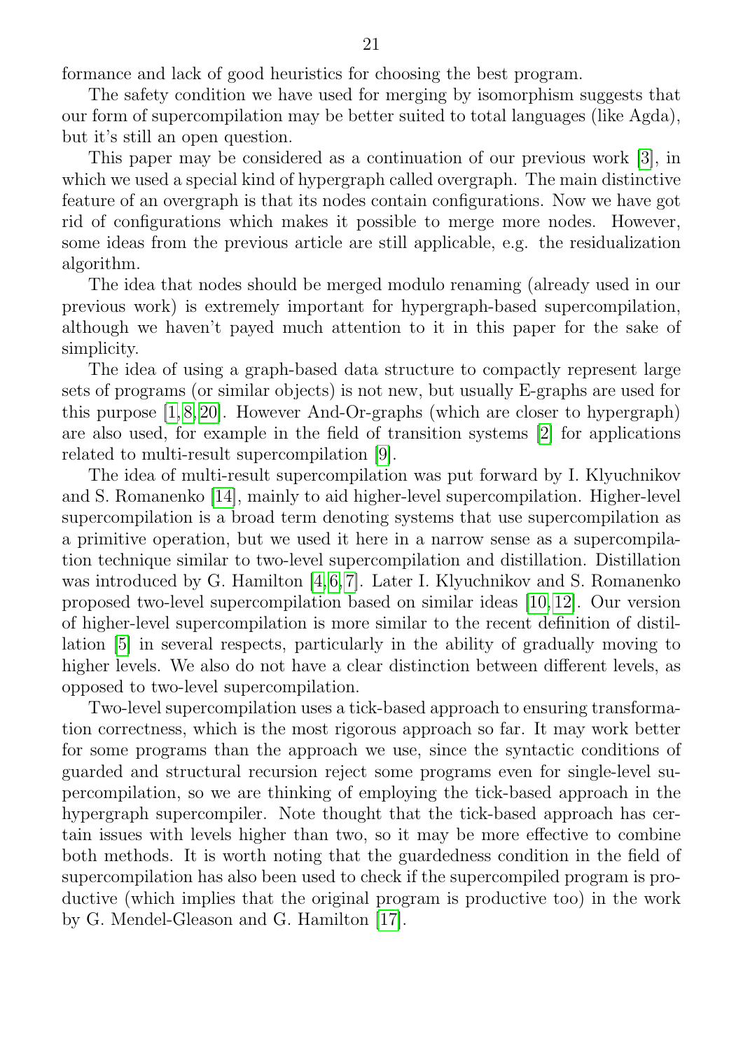formance and lack of good heuristics for choosing the best program.

The safety condition we have used for merging by isomorphism suggests that our form of supercompilation may be better suited to total languages (like Agda), but it's still an open question.

This paper may be considered as a continuation of our previous work [3], in which we used a special kind of hypergraph called overgraph. The main distinctive feature of an overgraph is that its nodes contain configurations. Now we have got rid of configurations which makes it possible to merge more nodes. However, some ideas from the previous article are still applicable, e.g. the residualization algorithm.

The idea that nodes should be merged modulo renaming (already used in our previous work) is extremely important for hypergraph-based supercompilation, although we haven't payed much attention to it in this paper for the sake of simplicity.

The idea of using a graph-based data structure to compactly represent large sets of programs (or similar objects) is not new, but usually E-graphs are used for this purpose [1,8,20]. However And-Or-graphs (which are closer to hypergraph) are also used, for example in the field of transition systems [2] for applications related to multi-result supercompilation [9].

The idea of multi-result supercompilation was put forward by I. Klyuchnikov and S. Romanenko [14], mainly to aid higher-level supercompilation. Higher-level supercompilation is a broad term denoting systems that use supercompilation as a primitive operation, but we used it here in a narrow sense as a supercompilation technique similar to two-level supercompilation and distillation. Distillation was introduced by G. Hamilton [4,6,7]. Later I. Klyuchnikov and S. Romanenko proposed two-level supercompilation based on similar ideas [10,12]. Our version of higher-level supercompilation is more similar to the recent definition of distillation [5] in several respects, particularly in the ability of gradually moving to higher levels. We also do not have a clear distinction between different levels, as opposed to two-level supercompilation.

Two-level supercompilation uses a tick-based approach to ensuring transformation correctness, which is the most rigorous approach so far. It may work better for some programs than the approach we use, since the syntactic conditions of guarded and structural recursion reject some programs even for single-level supercompilation, so we are thinking of employing the tick-based approach in the hypergraph supercompiler. Note thought that the tick-based approach has certain issues with levels higher than two, so it may be more effective to combine both methods. It is worth noting that the guardedness condition in the field of supercompilation has also been used to check if the supercompiled program is productive (which implies that the original program is productive too) in the work by G. Mendel-Gleason and G. Hamilton [17].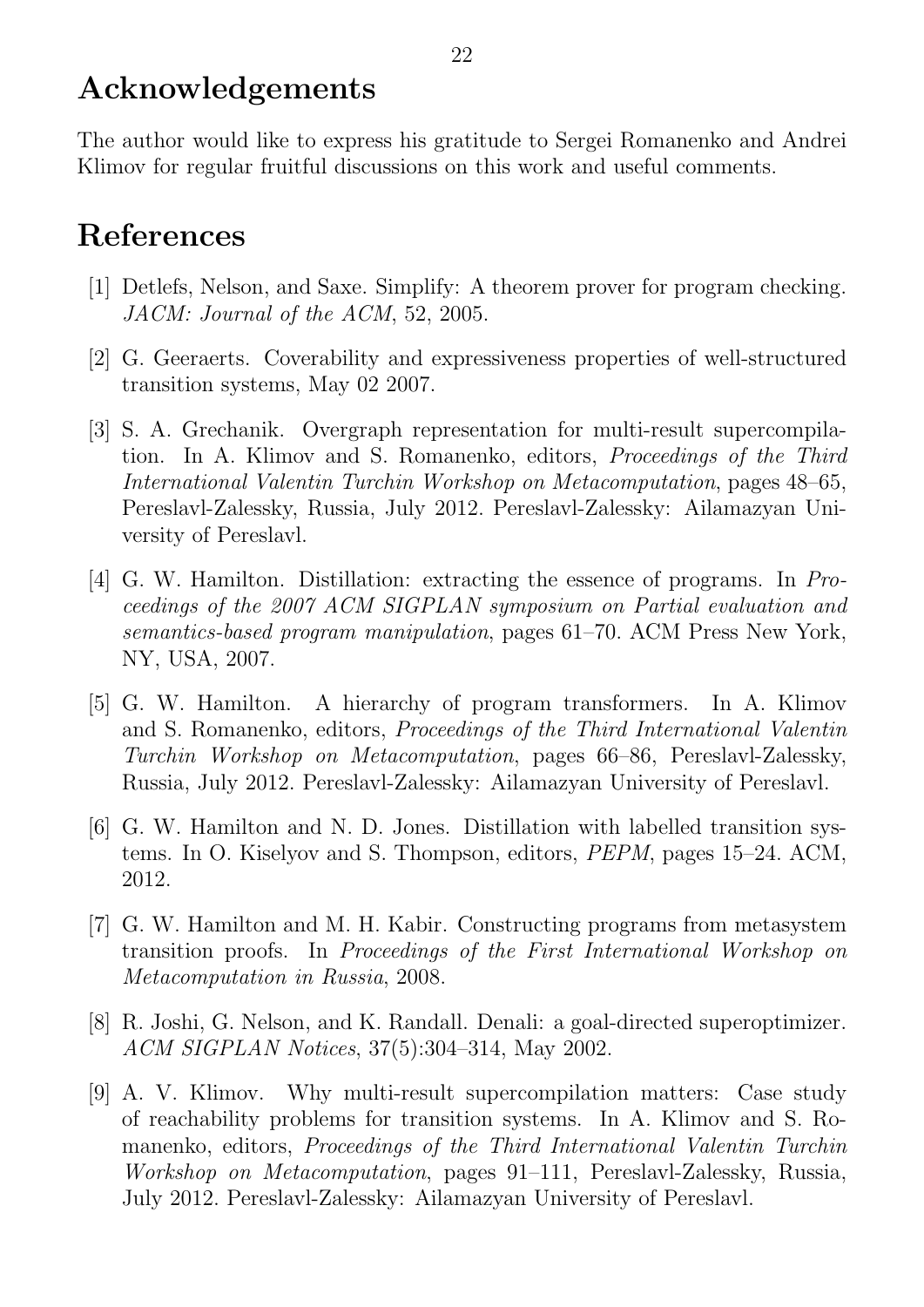# Acknowledgements

The author would like to express his gratitude to Sergei Romanenko and Andrei Klimov for regular fruitful discussions on this work and useful comments.

# References

[1] Detlefs, Nelson, and Saxe. Simplify: A theorem prover for program checking. *JACM: Journal of the ACM*, 52, 2005.

[2] G. Geeraerts. Coverability and expressiveness properties of well-structured transition systems, May 02 2007.

[3] S. A. Grechanik. Overgraph representation for multi-result supercompilation. In A. Klimov and S. Romanenko, editors, *Proceedings of the Third International Valentin Turchin Workshop on Metacomputation*, pages 48–65, Pereslavl-Zalessky, Russia, July 2012. Pereslavl-Zalessky: Ailamazyan University of Pereslavl.

[4] G. W. Hamilton. Distillation: extracting the essence of programs. In *Proceedings of the 2007 ACM SIGPLAN symposium on Partial evaluation and semantics-based program manipulation*, pages 61–70. ACM Press New York, NY, USA, 2007.

[5] G. W. Hamilton. A hierarchy of program transformers. In A. Klimov and S. Romanenko, editors, *Proceedings of the Third International Valentin Turchin Workshop on Metacomputation*, pages 66–86, Pereslavl-Zalessky, Russia, July 2012. Pereslavl-Zalessky: Ailamazyan University of Pereslavl.

[6] G. W. Hamilton and N. D. Jones. Distillation with labelled transition systems. In O. Kiselyov and S. Thompson, editors, *PEPM*, pages 15–24. ACM, 2012.

[7] G. W. Hamilton and M. H. Kabir. Constructing programs from metasystem transition proofs. In *Proceedings of the First International Workshop on Metacomputation in Russia*, 2008.

[8] R. Joshi, G. Nelson, and K. Randall. Denali: a goal-directed superoptimizer. *ACM SIGPLAN Notices*, 37(5):304–314, May 2002.

[9] A. V. Klimov. Why multi-result supercompilation matters: Case study of reachability problems for transition systems. In A. Klimov and S. Romanenko, editors, *Proceedings of the Third International Valentin Turchin Workshop on Metacomputation*, pages 91–111, Pereslavl-Zalessky, Russia, July 2012. Pereslavl-Zalessky: Ailamazyan University of Pereslavl.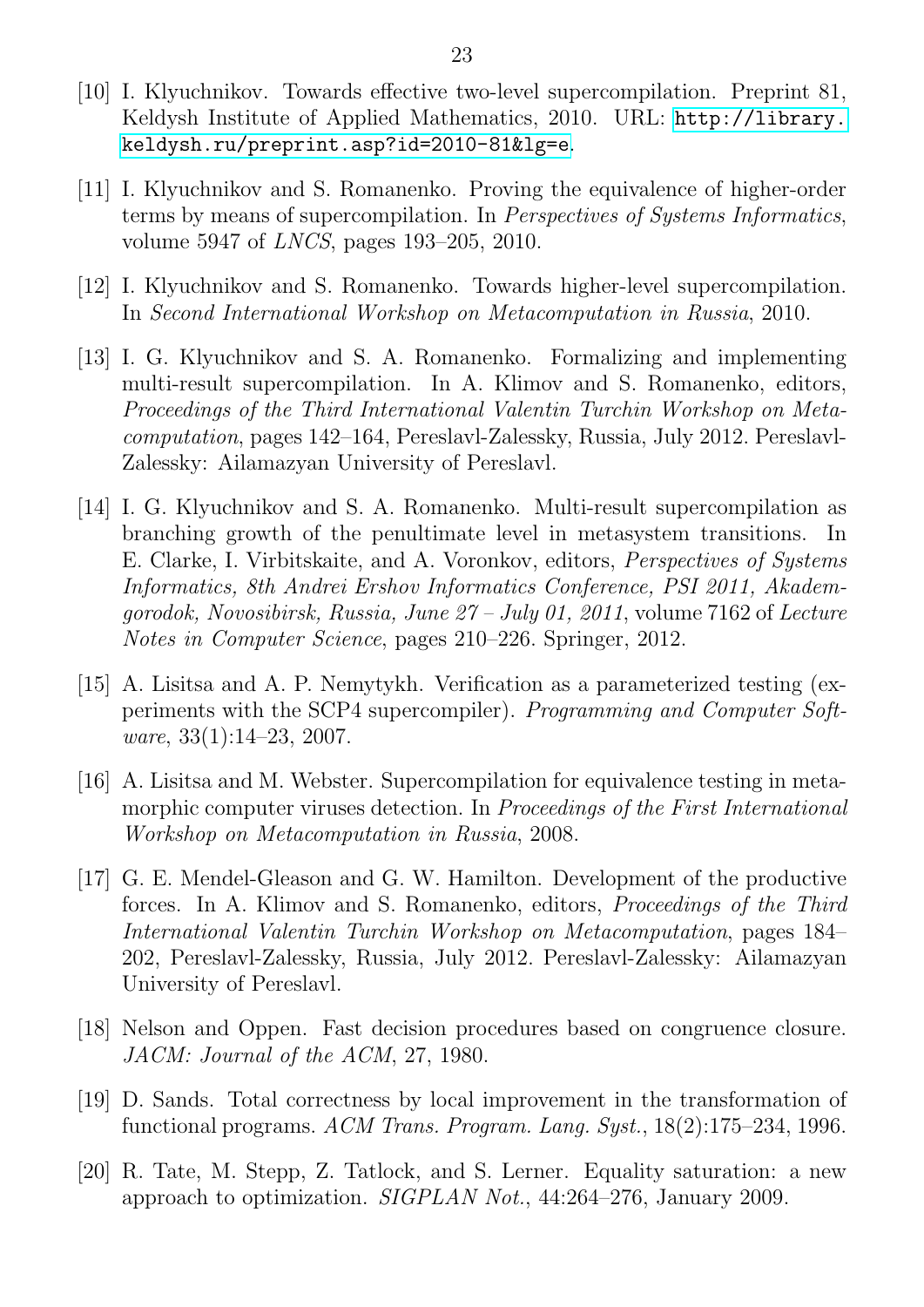[10] I. Klyuchnikov. Towards effective two-level supercompilation. Preprint 81, Keldysh Institute of Applied Mathematics, 2010. URL: http://library.keldysh.ru/preprint.asp?id=2010-81&lg=e.

[11] I. Klyuchnikov and S. Romanenko. Proving the equivalence of higher-order terms by means of supercompilation. In *Perspectives of Systems Informatics*, volume 5947 of *LNCS*, pages 193–205, 2010.

[12] I. Klyuchnikov and S. Romanenko. Towards higher-level supercompilation. In *Second International Workshop on Metacomputation in Russia*, 2010.

[13] I. G. Klyuchnikov and S. A. Romanenko. Formalizing and implementing multi-result supercompilation. In A. Klimov and S. Romanenko, editors, *Proceedings of the Third International Valentin Turchin Workshop on Metacomputation*, pages 142–164, Pereslavl-Zalessky, Russia, July 2012. Pereslavl-Zalessky: Ailamazyan University of Pereslavl.

[14] I. G. Klyuchnikov and S. A. Romanenko. Multi-result supercompilation as branching growth of the penultimate level in metasystem transitions. In E. Clarke, I. Virbitskaite, and A. Voronkov, editors, *Perspectives of Systems Informatics, 8th Andrei Ershov Informatics Conference, PSI 2011, Akademgorodok, Novosibirsk, Russia, June 27 – July 01, 2011*, volume 7162 of *Lecture Notes in Computer Science*, pages 210–226. Springer, 2012.

[15] A. Lisitsa and A. P. Nemytykh. Verification as a parameterized testing (experiments with the SCP4 supercompiler). *Programming and Computer Software*, 33(1):14–23, 2007.

[16] A. Lisitsa and M. Webster. Supercompilation for equivalence testing in metamorphic computer viruses detection. In *Proceedings of the First International Workshop on Metacomputation in Russia*, 2008.

[17] G. E. Mendel-Gleason and G. W. Hamilton. Development of the productive forces. In A. Klimov and S. Romanenko, editors, *Proceedings of the Third International Valentin Turchin Workshop on Metacomputation*, pages 184–202, Pereslavl-Zalessky, Russia, July 2012. Pereslavl-Zalessky: Ailamazyan University of Pereslavl.

[18] Nelson and Oppen. Fast decision procedures based on congruence closure. *JACM: Journal of the ACM*, 27, 1980.

[19] D. Sands. Total correctness by local improvement in the transformation of functional programs. *ACM Trans. Program. Lang. Syst.*, 18(2):175–234, 1996.

[20] R. Tate, M. Stepp, Z. Tatlock, and S. Lerner. Equality saturation: a new approach to optimization. *SIGPLAN Not.*, 44:264–276, January 2009.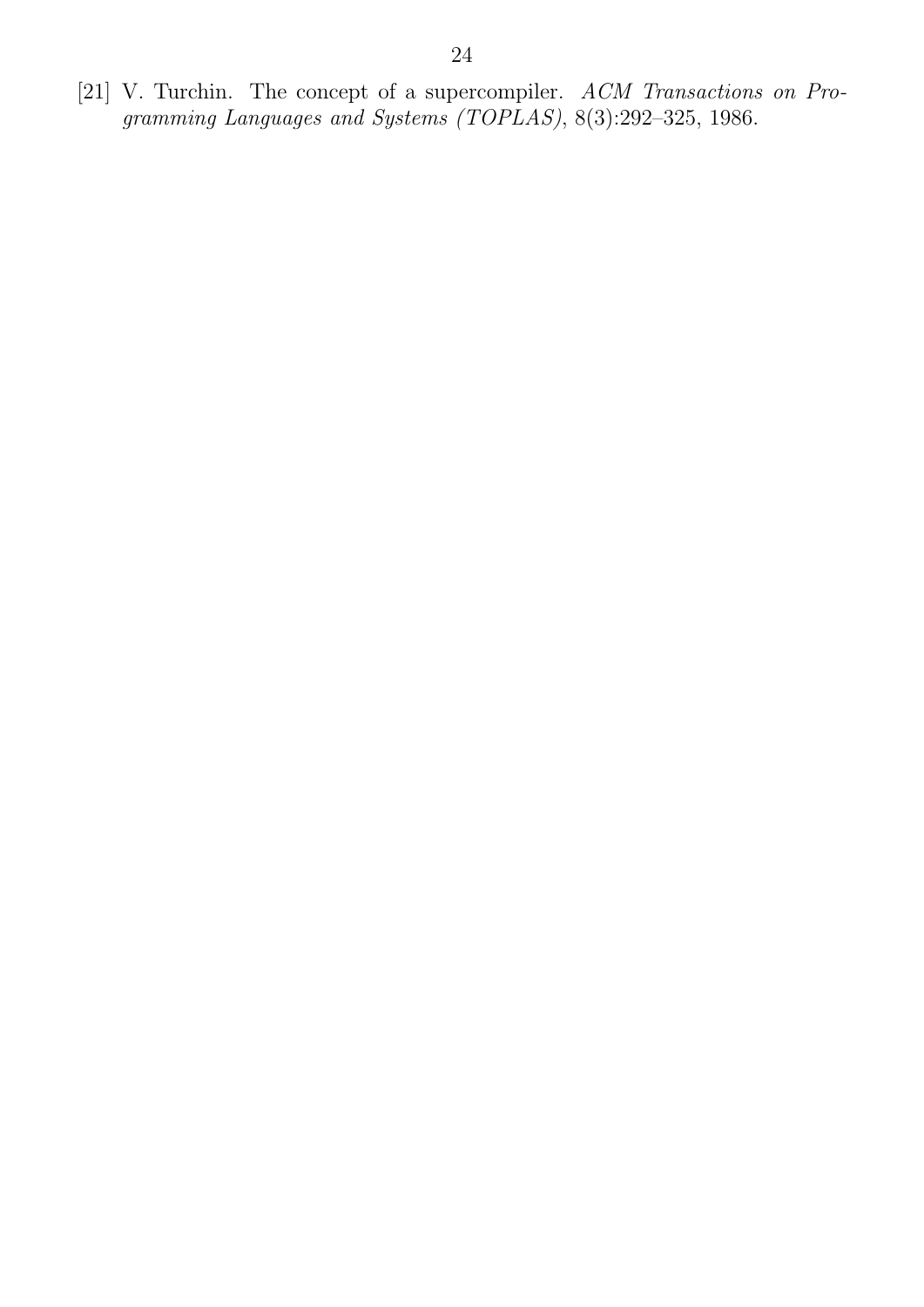[21] V. Turchin. The concept of a supercompiler. *ACM Transactions on Programming Languages and Systems (TOPLAS)*, 8(3):292–325, 1986.